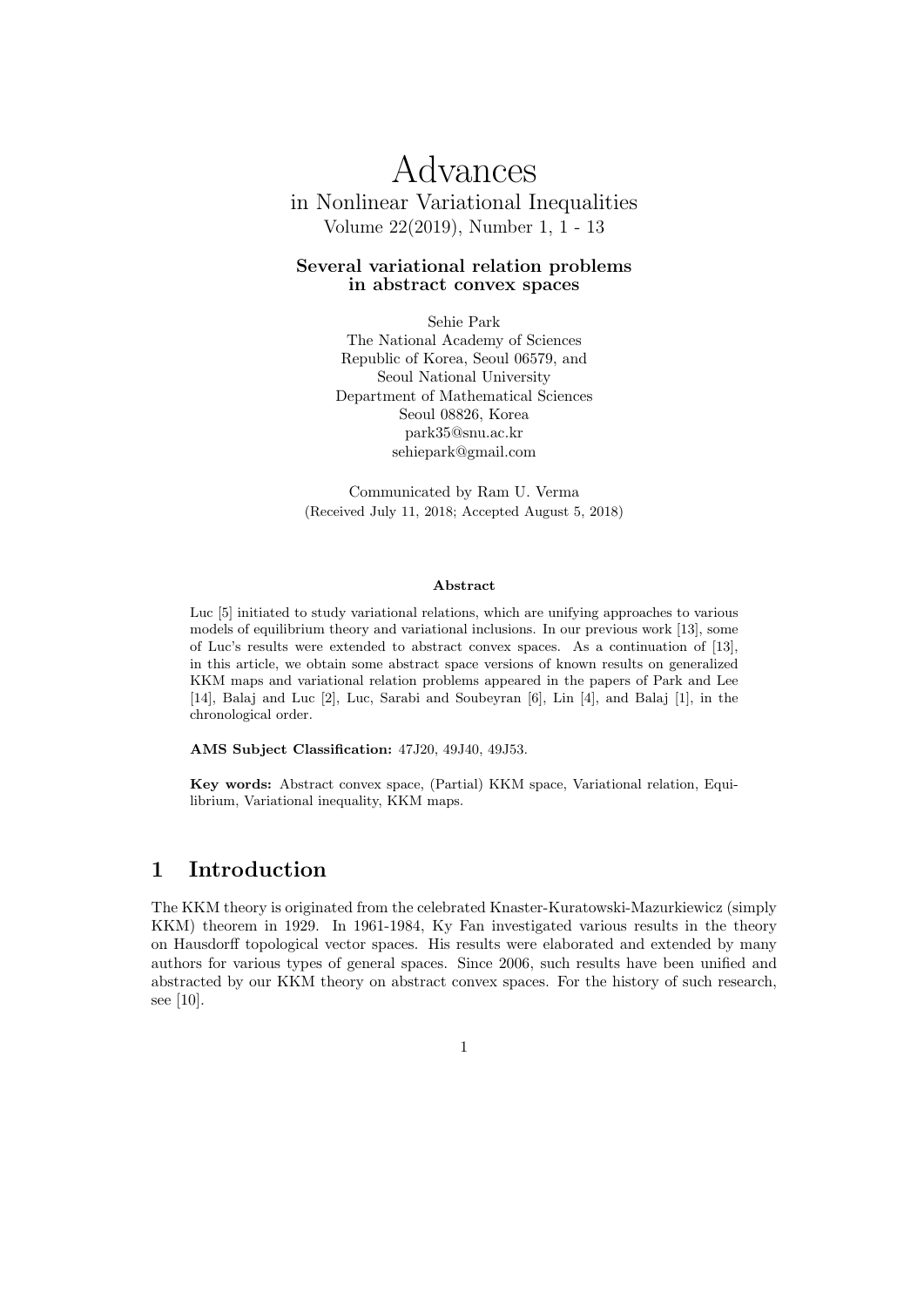# Advances

in Nonlinear Variational Inequalities
Volume 22(2019), Number 1, 1 - 13

## Several variational relation problems in abstract convex spaces

Sehie Park
The National Academy of Sciences
Republic of Korea, Seoul 06579, and
Seoul National University
Department of Mathematical Sciences
Seoul 08826, Korea
park35@snu.ac.kr
sehiepark@gmail.com

Communicated by Ram U. Verma
(Received July 11, 2018; Accepted August 5, 2018)

**Abstract**

Luc [5] initiated to study variational relations, which are unifying approaches to various models of equilibrium theory and variational inclusions. In our previous work [13], some of Luc's results were extended to abstract convex spaces. As a continuation of [13], in this article, we obtain some abstract space versions of known results on generalized KKM maps and variational relation problems appeared in the papers of Park and Lee [14], Balaj and Luc [2], Luc, Sarabi and Soubeyran [6], Lin [4], and Balaj [1], in the chronological order.

**AMS Subject Classification:** 47J20, 49J40, 49J53.

**Key words:** Abstract convex space, (Partial) KKM space, Variational relation, Equilibrium, Variational inequality, KKM maps.

## 1 Introduction

The KKM theory is originated from the celebrated Knaster-Kuratowski-Mazurkiewicz (simply KKM) theorem in 1929. In 1961-1984, Ky Fan investigated various results in the theory on Hausdorff topological vector spaces. His results were elaborated and extended by many authors for various types of general spaces. Since 2006, such results have been unified and abstracted by our KKM theory on abstract convex spaces. For the history of such research, see [10].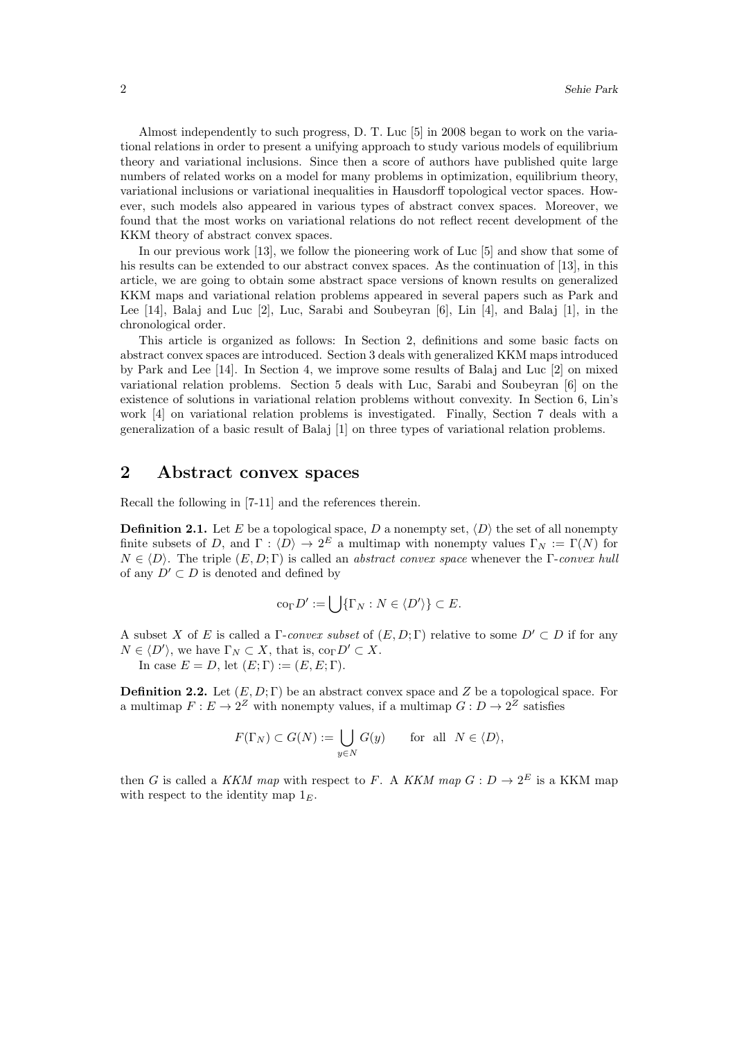Almost independently to such progress, D. T. Luc [5] in 2008 began to work on the variational relations in order to present a unifying approach to study various models of equilibrium theory and variational inclusions. Since then a score of authors have published quite large numbers of related works on a model for many problems in optimization, equilibrium theory, variational inclusions or variational inequalities in Hausdorff topological vector spaces. However, such models also appeared in various types of abstract convex spaces. Moreover, we found that the most works on variational relations do not reflect recent development of the KKM theory of abstract convex spaces.

In our previous work [13], we follow the pioneering work of Luc [5] and show that some of his results can be extended to our abstract convex spaces. As the continuation of [13], in this article, we are going to obtain some abstract space versions of known results on generalized KKM maps and variational relation problems appeared in several papers such as Park and Lee [14], Balaj and Luc [2], Luc, Sarabi and Soubeyran [6], Lin [4], and Balaj [1], in the chronological order.

This article is organized as follows: In Section 2, definitions and some basic facts on abstract convex spaces are introduced. Section 3 deals with generalized KKM maps introduced by Park and Lee [14]. In Section 4, we improve some results of Balaj and Luc [2] on mixed variational relation problems. Section 5 deals with Luc, Sarabi and Soubeyran [6] on the existence of solutions in variational relation problems without convexity. In Section 6, Lin's work [4] on variational relation problems is investigated. Finally, Section 7 deals with a generalization of a basic result of Balaj [1] on three types of variational relation problems.

## 2 Abstract convex spaces

Recall the following in [7-11] and the references therein.

**Definition 2.1.** Let $E$ be a topological space, $D$ a nonempty set, $\langle D\rangle$ the set of all nonempty finite subsets of $D$, and $\Gamma : \langle D\rangle \to 2^E$ a multimap with nonempty values $\Gamma_N := \Gamma(N)$ for $N \in \langle D\rangle$. The triple $(E, D; \Gamma)$ is called an *abstract convex space* whenever the $\Gamma$-*convex hull* of any $D' \subset D$ is denoted and defined by

$$\mathrm{co}_\Gamma D' := \bigcup\{\Gamma_N : N \in \langle D'\rangle\} \subset E.$$

A subset $X$ of $E$ is called a $\Gamma$-*convex subset* of $(E, D; \Gamma)$ relative to some $D' \subset D$ if for any $N \in \langle D'\rangle$, we have $\Gamma_N \subset X$, that is, $\mathrm{co}_\Gamma D' \subset X$.

In case $E = D$, let $(E; \Gamma) := (E, E; \Gamma)$.

**Definition 2.2.** Let $(E, D; \Gamma)$ be an abstract convex space and $Z$ be a topological space. For a multimap $F : E \to 2^Z$ with nonempty values, if a multimap $G : D \to 2^Z$ satisfies

$$F(\Gamma_N) \subset G(N) := \bigcup_{y\in N} G(y) \qquad \text{for all} \quad N \in \langle D\rangle,$$

then $G$ is called a *KKM map* with respect to $F$. A *KKM map* $G : D \to 2^E$ is a KKM map with respect to the identity map $1_E$.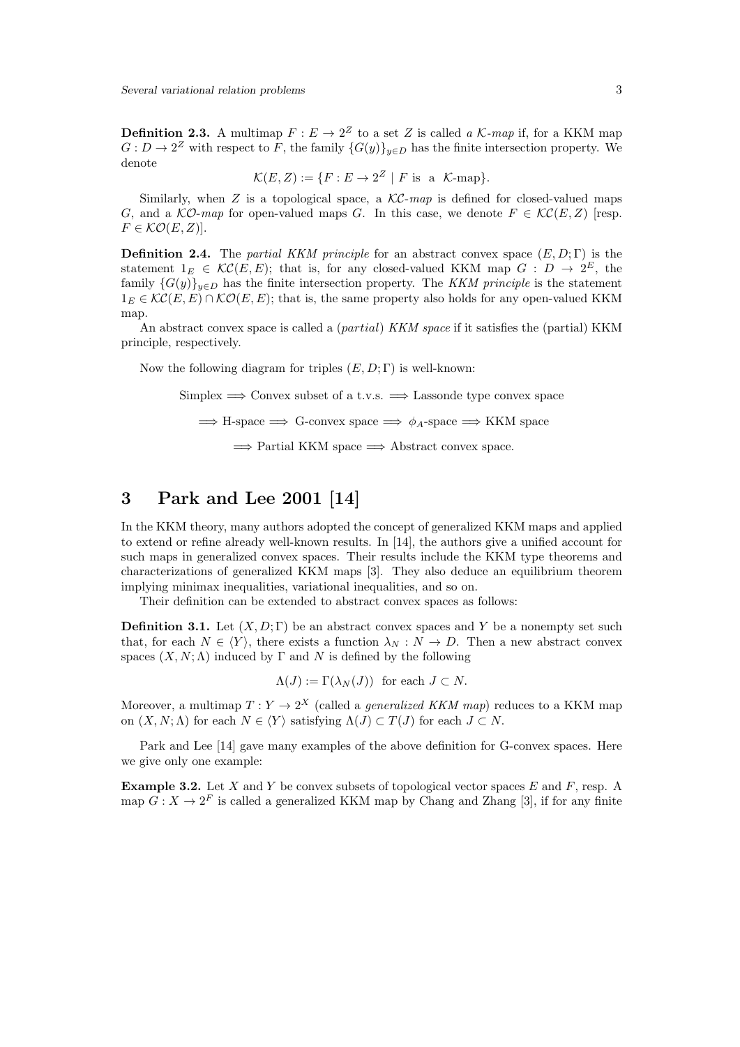**Definition 2.3.** A multimap $F : E \to 2^Z$ to a set $Z$ is called *a $\mathcal{K}$-map* if, for a KKM map $G : D \to 2^Z$ with respect to $F$, the family $\{G(y)\}_{y\in D}$ has the finite intersection property. We denote

$$\mathcal{K}(E, Z) := \{F : E \to 2^Z \mid F \text{ is a } \mathcal{K}\text{-map}\}.$$

Similarly, when $Z$ is a topological space, a *$\mathcal{KC}$-map* is defined for closed-valued maps $G$, and a *$\mathcal{KO}$-map* for open-valued maps $G$. In this case, we denote $F \in \mathcal{KC}(E, Z)$ [resp. $F \in \mathcal{KO}(E, Z)$].

**Definition 2.4.** The *partial KKM principle* for an abstract convex space $(E, D; \Gamma)$ is the statement $1_E \in \mathcal{KC}(E, E)$; that is, for any closed-valued KKM map $G : D \to 2^E$, the family $\{G(y)\}_{y\in D}$ has the finite intersection property. The *KKM principle* is the statement $1_E \in \mathcal{KC}(E, E) \cap \mathcal{KO}(E, E)$; that is, the same property also holds for any open-valued KKM map.

An abstract convex space is called a (*partial*) *KKM space* if it satisfies the (partial) KKM principle, respectively.

Now the following diagram for triples $(E, D; \Gamma)$ is well-known:

Simplex $\Longrightarrow$ Convex subset of a t.v.s. $\Longrightarrow$ Lassonde type convex space

$\Longrightarrow$ H-space $\Longrightarrow$ G-convex space $\Longrightarrow$ $\phi_A$-space $\Longrightarrow$ KKM space

$\Longrightarrow$ Partial KKM space $\Longrightarrow$ Abstract convex space.

# 3 Park and Lee 2001 [14]

In the KKM theory, many authors adopted the concept of generalized KKM maps and applied to extend or refine already well-known results. In [14], the authors give a unified account for such maps in generalized convex spaces. Their results include the KKM type theorems and characterizations of generalized KKM maps [3]. They also deduce an equilibrium theorem implying minimax inequalities, variational inequalities, and so on.

Their definition can be extended to abstract convex spaces as follows:

**Definition 3.1.** Let $(X, D; \Gamma)$ be an abstract convex spaces and $Y$ be a nonempty set such that, for each $N \in \langle Y\rangle$, there exists a function $\lambda_N : N \to D$. Then a new abstract convex spaces $(X, N; \Lambda)$ induced by $\Gamma$ and $N$ is defined by the following

$$\Lambda(J) := \Gamma(\lambda_N(J)) \ \text{ for each } J \subset N.$$

Moreover, a multimap $T : Y \to 2^X$ (called a *generalized KKM map*) reduces to a KKM map on $(X, N; \Lambda)$ for each $N \in \langle Y\rangle$ satisfying $\Lambda(J) \subset T(J)$ for each $J \subset N$.

Park and Lee [14] gave many examples of the above definition for G-convex spaces. Here we give only one example:

**Example 3.2.** Let $X$ and $Y$ be convex subsets of topological vector spaces $E$ and $F$, resp. A map $G : X \to 2^F$ is called a generalized KKM map by Chang and Zhang [3], if for any finite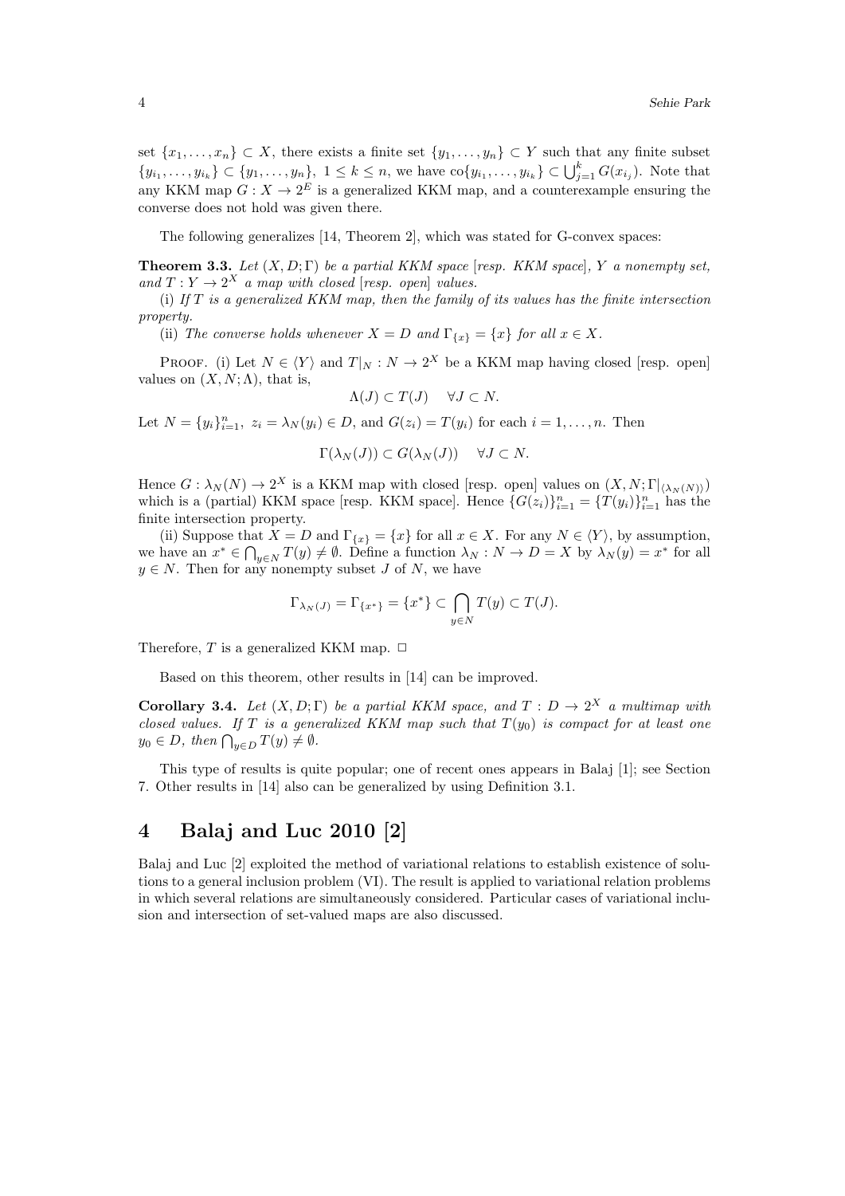set $\{x_1, \ldots, x_n\} \subset X$, there exists a finite set $\{y_1, \ldots, y_n\} \subset Y$ such that any finite subset $\{y_{i_1}, \ldots, y_{i_k}\} \subset \{y_1, \ldots, y_n\}$, $1 \leq k \leq n$, we have $\mathrm{co}\{y_{i_1}, \ldots, y_{i_k}\} \subset \bigcup_{j=1}^{k} G(x_{i_j})$. Note that any KKM map $G : X \to 2^E$ is a generalized KKM map, and a counterexample ensuring the converse does not hold was given there.

The following generalizes [14, Theorem 2], which was stated for G-convex spaces:

**Theorem 3.3.** *Let $(X, D; \Gamma)$ be a partial KKM space [resp. KKM space], $Y$ a nonempty set, and $T : Y \to 2^X$ a map with closed [resp. open] values.*

(i) *If $T$ is a generalized KKM map, then the family of its values has the finite intersection property.*

(ii) *The converse holds whenever $X = D$ and $\Gamma_{\{x\}} = \{x\}$ for all $x \in X$.*

Proof. (i) Let $N \in \langle Y \rangle$ and $T|_N : N \to 2^X$ be a KKM map having closed [resp. open] values on $(X, N; \Lambda)$, that is,

$$\Lambda(J) \subset T(J) \quad \forall J \subset N.$$

Let $N = \{y_i\}_{i=1}^n$, $z_i = \lambda_N(y_i) \in D$, and $G(z_i) = T(y_i)$ for each $i = 1, \ldots, n$. Then

$$\Gamma(\lambda_N(J)) \subset G(\lambda_N(J)) \quad \forall J \subset N.$$

Hence $G : \lambda_N(N) \to 2^X$ is a KKM map with closed [resp. open] values on $(X, N; \Gamma|_{\langle \lambda_N(N) \rangle})$ which is a (partial) KKM space [resp. KKM space]. Hence $\{G(z_i)\}_{i=1}^n = \{T(y_i)\}_{i=1}^n$ has the finite intersection property.

(ii) Suppose that $X = D$ and $\Gamma_{\{x\}} = \{x\}$ for all $x \in X$. For any $N \in \langle Y \rangle$, by assumption, we have an $x^* \in \bigcap_{y \in N} T(y) \neq \emptyset$. Define a function $\lambda_N : N \to D = X$ by $\lambda_N(y) = x^*$ for all $y \in N$. Then for any nonempty subset $J$ of $N$, we have

$$\Gamma_{\lambda_N(J)} = \Gamma_{\{x^*\}} = \{x^*\} \subset \bigcap_{y \in N} T(y) \subset T(J).$$

Therefore, $T$ is a generalized KKM map. $\square$

Based on this theorem, other results in [14] can be improved.

**Corollary 3.4.** *Let $(X, D; \Gamma)$ be a partial KKM space, and $T : D \to 2^X$ a multimap with closed values. If $T$ is a generalized KKM map such that $T(y_0)$ is compact for at least one $y_0 \in D$, then $\bigcap_{y \in D} T(y) \neq \emptyset$.*

This type of results is quite popular; one of recent ones appears in Balaj [1]; see Section 7. Other results in [14] also can be generalized by using Definition 3.1.

## 4 Balaj and Luc 2010 [2]

Balaj and Luc [2] exploited the method of variational relations to establish existence of solutions to a general inclusion problem (VI). The result is applied to variational relation problems in which several relations are simultaneously considered. Particular cases of variational inclusion and intersection of set-valued maps are also discussed.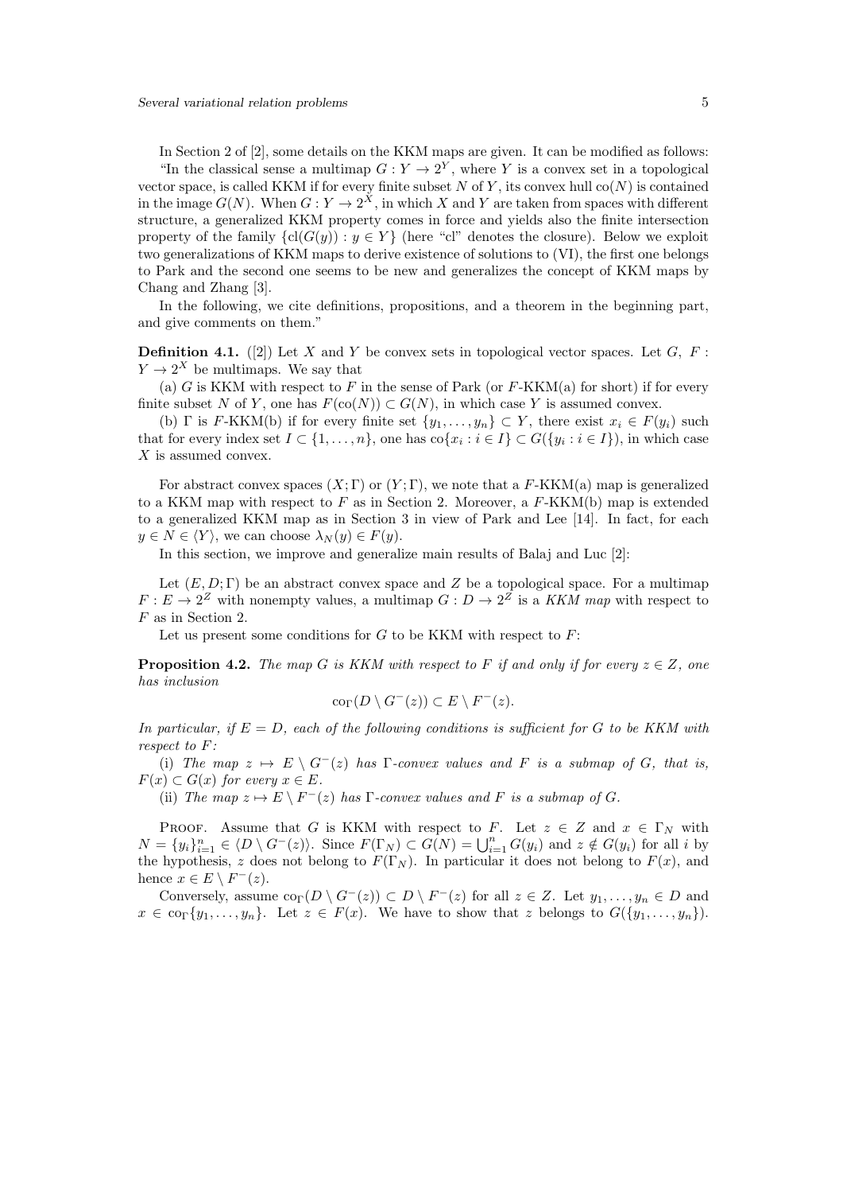In Section 2 of [2], some details on the KKM maps are given. It can be modified as follows:

"In the classical sense a multimap $G : Y \to 2^Y$, where $Y$ is a convex set in a topological vector space, is called KKM if for every finite subset $N$ of $Y$, its convex hull $\mathrm{co}(N)$ is contained in the image $G(N)$. When $G : Y \to 2^X$, in which $X$ and $Y$ are taken from spaces with different structure, a generalized KKM property comes in force and yields also the finite intersection property of the family $\{\mathrm{cl}(G(y)) : y \in Y\}$ (here "cl" denotes the closure). Below we exploit two generalizations of KKM maps to derive existence of solutions to (VI), the first one belongs to Park and the second one seems to be new and generalizes the concept of KKM maps by Chang and Zhang [3].

In the following, we cite definitions, propositions, and a theorem in the beginning part, and give comments on them."

**Definition 4.1.** ([2]) Let $X$ and $Y$ be convex sets in topological vector spaces. Let $G,\ F : Y \to 2^X$ be multimaps. We say that

(a) $G$ is KKM with respect to $F$ in the sense of Park (or $F$-KKM(a) for short) if for every finite subset $N$ of $Y$, one has $F(\mathrm{co}(N)) \subset G(N)$, in which case $Y$ is assumed convex.

(b) $\Gamma$ is $F$-KKM(b) if for every finite set $\{y_1, \ldots, y_n\} \subset Y$, there exist $x_i \in F(y_i)$ such that for every index set $I \subset \{1, \ldots, n\}$, one has $\mathrm{co}\{x_i : i \in I\} \subset G(\{y_i : i \in I\})$, in which case $X$ is assumed convex.

For abstract convex spaces $(X;\Gamma)$ or $(Y;\Gamma)$, we note that a $F$-KKM(a) map is generalized to a KKM map with respect to $F$ as in Section 2. Moreover, a $F$-KKM(b) map is extended to a generalized KKM map as in Section 3 in view of Park and Lee [14]. In fact, for each $y \in N \in \langle Y \rangle$, we can choose $\lambda_N(y) \in F(y)$.

In this section, we improve and generalize main results of Balaj and Luc [2]:

Let $(E, D; \Gamma)$ be an abstract convex space and $Z$ be a topological space. For a multimap $F : E \to 2^Z$ with nonempty values, a multimap $G : D \to 2^Z$ is a *KKM map* with respect to $F$ as in Section 2.

Let us present some conditions for $G$ to be KKM with respect to $F$:

**Proposition 4.2.** *The map $G$ is KKM with respect to $F$ if and only if for every $z \in Z$, one has inclusion*

$$\mathrm{co}_\Gamma(D \setminus G^-(z)) \subset E \setminus F^-(z).$$

*In particular, if $E = D$, each of the following conditions is sufficient for $G$ to be KKM with respect to $F$:*

(i) *The map $z \mapsto E \setminus G^-(z)$ has $\Gamma$-convex values and $F$ is a submap of $G$, that is, $F(x) \subset G(x)$ for every $x \in E$.*

(ii) *The map $z \mapsto E \setminus F^-(z)$ has $\Gamma$-convex values and $F$ is a submap of $G$.*

Proof. Assume that $G$ is KKM with respect to $F$. Let $z \in Z$ and $x \in \Gamma_N$ with $N = \{y_i\}_{i=1}^n \in \langle D \setminus G^-(z)\rangle$. Since $F(\Gamma_N) \subset G(N) = \bigcup_{i=1}^n G(y_i)$ and $z \notin G(y_i)$ for all $i$ by the hypothesis, $z$ does not belong to $F(\Gamma_N)$. In particular it does not belong to $F(x)$, and hence $x \in E \setminus F^-(z)$.

Conversely, assume $\mathrm{co}_\Gamma(D \setminus G^-(z)) \subset D \setminus F^-(z)$ for all $z \in Z$. Let $y_1, \ldots, y_n \in D$ and $x \in \mathrm{co}_\Gamma\{y_1, \ldots, y_n\}$. Let $z \in F(x)$. We have to show that $z$ belongs to $G(\{y_1, \ldots, y_n\})$.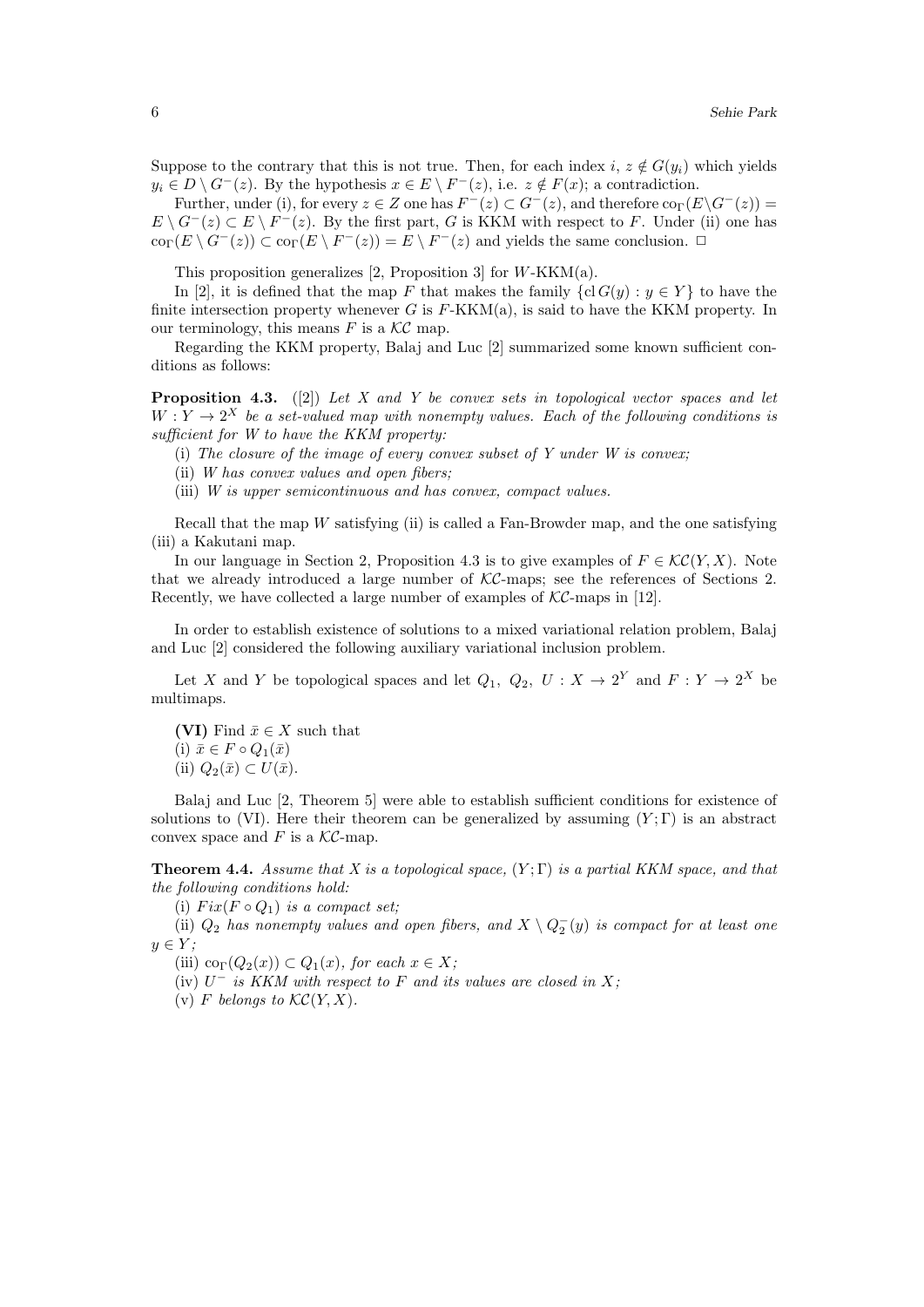Suppose to the contrary that this is not true. Then, for each index $i$, $z \notin G(y_i)$ which yields $y_i \in D \setminus G^-(z)$. By the hypothesis $x \in E \setminus F^-(z)$, i.e. $z \notin F(x)$; a contradiction.

Further, under (i), for every $z \in Z$ one has $F^-(z) \subset G^-(z)$, and therefore $\mathrm{co}_\Gamma(E \setminus G^-(z)) = E \setminus G^-(z) \subset E \setminus F^-(z)$. By the first part, $G$ is KKM with respect to $F$. Under (ii) one has $\mathrm{co}_\Gamma(E \setminus G^-(z)) \subset \mathrm{co}_\Gamma(E \setminus F^-(z)) = E \setminus F^-(z)$ and yields the same conclusion. □

This proposition generalizes [2, Proposition 3] for $W$-KKM(a).

In [2], it is defined that the map $F$ that makes the family $\{\mathrm{cl}\, G(y) : y \in Y\}$ to have the finite intersection property whenever $G$ is $F$-KKM(a), is said to have the KKM property. In our terminology, this means $F$ is a $\mathcal{KC}$ map.

Regarding the KKM property, Balaj and Luc [2] summarized some known sufficient conditions as follows:

**Proposition 4.3.** ([2]) *Let $X$ and $Y$ be convex sets in topological vector spaces and let $W : Y \to 2^X$ be a set-valued map with nonempty values. Each of the following conditions is sufficient for $W$ to have the KKM property:*

(i) *The closure of the image of every convex subset of $Y$ under $W$ is convex;*

(ii) *$W$ has convex values and open fibers;*

(iii) *$W$ is upper semicontinuous and has convex, compact values.*

Recall that the map $W$ satisfying (ii) is called a Fan-Browder map, and the one satisfying (iii) a Kakutani map.

In our language in Section 2, Proposition 4.3 is to give examples of $F \in \mathcal{KC}(Y, X)$. Note that we already introduced a large number of $\mathcal{KC}$-maps; see the references of Sections 2. Recently, we have collected a large number of examples of $\mathcal{KC}$-maps in [12].

In order to establish existence of solutions to a mixed variational relation problem, Balaj and Luc [2] considered the following auxiliary variational inclusion problem.

Let $X$ and $Y$ be topological spaces and let $Q_1,\ Q_2,\ U : X \to 2^Y$ and $F : Y \to 2^X$ be multimaps.

**(VI)** Find $\bar{x} \in X$ such that
(i) $\bar{x} \in F \circ Q_1(\bar{x})$
(ii) $Q_2(\bar{x}) \subset U(\bar{x})$.

Balaj and Luc [2, Theorem 5] were able to establish sufficient conditions for existence of solutions to (VI). Here their theorem can be generalized by assuming $(Y; \Gamma)$ is an abstract convex space and $F$ is a $\mathcal{KC}$-map.

**Theorem 4.4.** *Assume that $X$ is a topological space, $(Y; \Gamma)$ is a partial KKM space, and that the following conditions hold:*

(i) *$Fix(F \circ Q_1)$ is a compact set;*

(ii) *$Q_2$ has nonempty values and open fibers, and $X \setminus Q_2^-(y)$ is compact for at least one $y \in Y$;*

(iii) *$\mathrm{co}_\Gamma(Q_2(x)) \subset Q_1(x)$, for each $x \in X$;*

(iv) *$U^-$ is KKM with respect to $F$ and its values are closed in $X$;*

(v) *$F$ belongs to $\mathcal{KC}(Y, X)$.*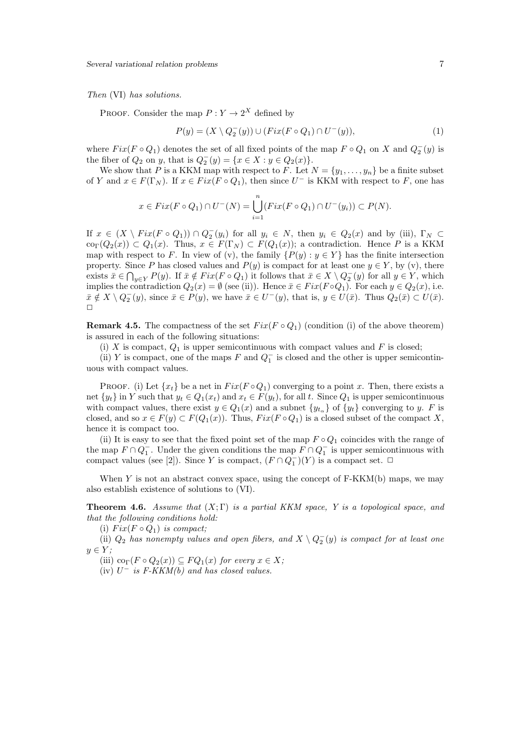*Then* (VI) *has solutions.*

Proof. Consider the map $P : Y \to 2^X$ defined by

$$P(y) = (X \setminus Q_2^-(y)) \cup (Fix(F \circ Q_1) \cap U^-(y)), \tag{1}$$

where $Fix(F \circ Q_1)$ denotes the set of all fixed points of the map $F \circ Q_1$ on $X$ and $Q_2^-(y)$ is the fiber of $Q_2$ on $y$, that is $Q_2^-(y) = \{x \in X : y \in Q_2(x)\}$.

We show that $P$ is a KKM map with respect to $F$. Let $N = \{y_1, \ldots, y_n\}$ be a finite subset of $Y$ and $x \in F(\Gamma_N)$. If $x \in Fix(F \circ Q_1)$, then since $U^-$ is KKM with respect to $F$, one has

$$x \in Fix(F \circ Q_1) \cap U^-(N) = \bigcup_{i=1}^{n} (Fix(F \circ Q_1) \cap U^-(y_i)) \subset P(N).$$

If $x \in (X \setminus Fix(F \circ Q_1)) \cap Q_2^-(y_i)$ for all $y_i \in N$, then $y_i \in Q_2(x)$ and by (iii), $\Gamma_N \subset \mathrm{co}_\Gamma(Q_2(x)) \subset Q_1(x)$. Thus, $x \in F(\Gamma_N) \subset F(Q_1(x))$; a contradiction. Hence $P$ is a KKM map with respect to $F$. In view of (v), the family $\{P(y) : y \in Y\}$ has the finite intersection property. Since $P$ has closed values and $P(y)$ is compact for at least one $y \in Y$, by (v), there exists $\bar{x} \in \bigcap_{y \in Y} P(y)$. If $\bar{x} \notin Fix(F \circ Q_1)$ it follows that $\bar{x} \in X \setminus Q_2^-(y)$ for all $y \in Y$, which implies the contradiction $Q_2(x) = \emptyset$ (see (ii)). Hence $\bar{x} \in Fix(F \circ Q_1)$. For each $y \in Q_2(x)$, i.e. $\bar{x} \notin X \setminus Q_2^-(y)$, since $\bar{x} \in P(y)$, we have $\bar{x} \in U^-(y)$, that is, $y \in U(\bar{x})$. Thus $Q_2(\bar{x}) \subset U(\bar{x})$. $\square$

**Remark 4.5.** The compactness of the set $Fix(F \circ Q_1)$ (condition (i) of the above theorem) is assured in each of the following situations:

(i) $X$ is compact, $Q_1$ is upper semicontinuous with compact values and $F$ is closed;

(ii) $Y$ is compact, one of the maps $F$ and $Q_1^-$ is closed and the other is upper semicontinuous with compact values.

Proof. (i) Let $\{x_t\}$ be a net in $Fix(F \circ Q_1)$ converging to a point $x$. Then, there exists a net $\{y_t\}$ in $Y$ such that $y_t \in Q_1(x_t)$ and $x_t \in F(y_t)$, for all $t$. Since $Q_1$ is upper semicontinuous with compact values, there exist $y \in Q_1(x)$ and a subnet $\{y_{t_\alpha}\}$ of $\{y_t\}$ converging to $y$. $F$ is closed, and so $x \in F(y) \subset F(Q_1(x))$. Thus, $Fix(F \circ Q_1)$ is a closed subset of the compact $X$, hence it is compact too.

(ii) It is easy to see that the fixed point set of the map $F \circ Q_1$ coincides with the range of the map $F \cap Q_1^-$. Under the given conditions the map $F \cap Q_1^-$ is upper semicontinuous with compact values (see [2]). Since $Y$ is compact, $(F \cap Q_1^-)(Y)$ is a compact set. $\square$

When $Y$ is not an abstract convex space, using the concept of F-KKM(b) maps, we may also establish existence of solutions to (VI).

**Theorem 4.6.** *Assume that $(X; \Gamma)$ is a partial KKM space, $Y$ is a topological space, and that the following conditions hold:*

(i) *$Fix(F \circ Q_1)$ is compact;*

(ii) *$Q_2$ has nonempty values and open fibers, and $X \setminus Q_2^-(y)$ is compact for at least one $y \in Y$;*

(iii) *$\mathrm{co}_\Gamma(F \circ Q_2(x)) \subseteq FQ_1(x)$ for every $x \in X$;*

(iv) *$U^-$ is F-KKM(b) and has closed values.*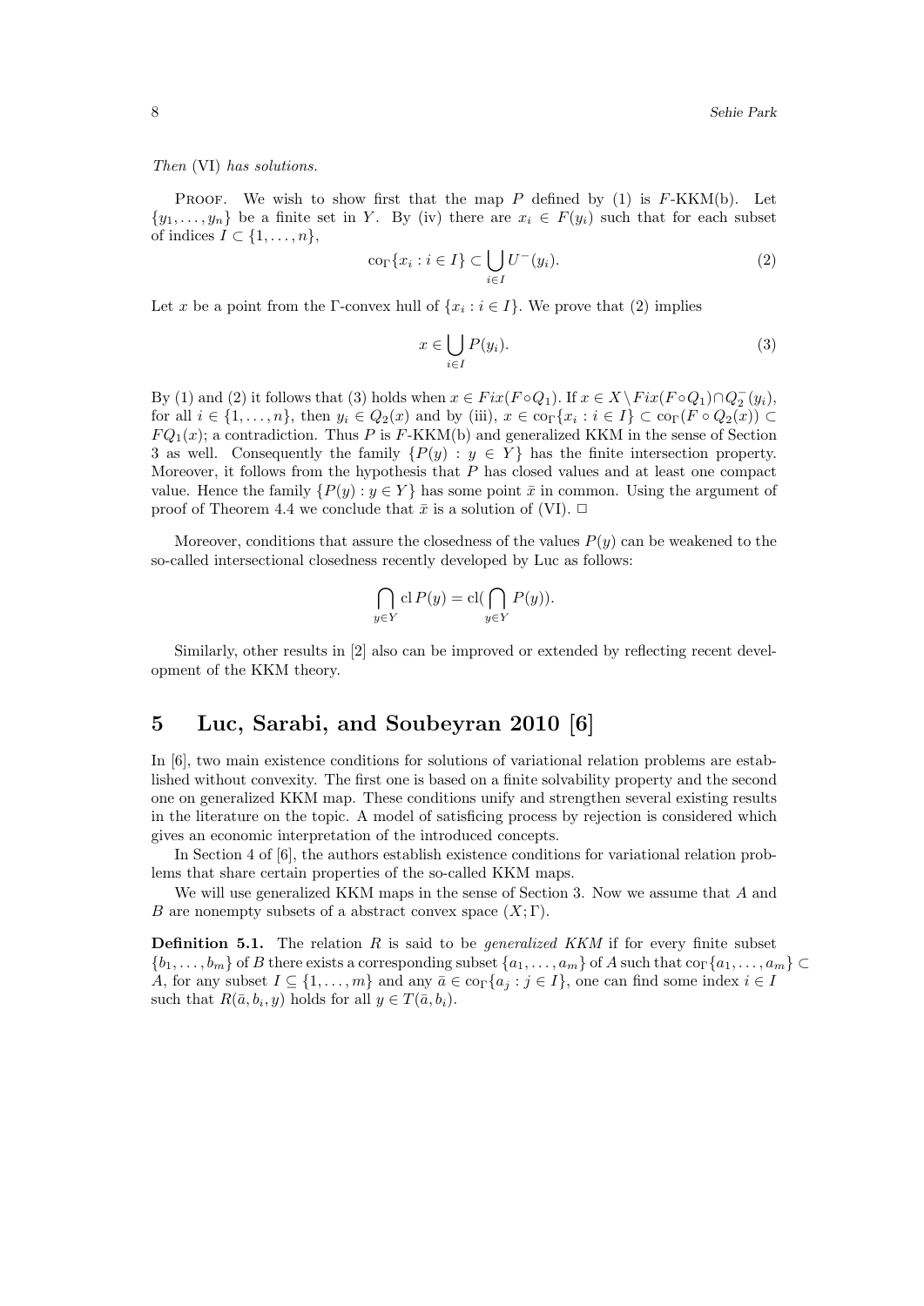*Then* (VI) *has solutions.*

Proof. We wish to show first that the map $P$ defined by (1) is $F$-KKM(b). Let $\{y_1, \ldots, y_n\}$ be a finite set in $Y$. By (iv) there are $x_i \in F(y_i)$ such that for each subset of indices $I \subset \{1, \ldots, n\}$,

$$\mathrm{co}_\Gamma\{x_i : i \in I\} \subset \bigcup_{i \in I} U^-(y_i). \tag{2}$$

Let $x$ be a point from the $\Gamma$-convex hull of $\{x_i : i \in I\}$. We prove that (2) implies

$$x \in \bigcup_{i \in I} P(y_i). \tag{3}$$

By (1) and (2) it follows that (3) holds when $x \in Fix(F \circ Q_1)$. If $x \in X \setminus Fix(F \circ Q_1) \cap Q_2^-(y_i)$, for all $i \in \{1, \ldots, n\}$, then $y_i \in Q_2(x)$ and by (iii), $x \in \mathrm{co}_\Gamma\{x_i : i \in I\} \subset \mathrm{co}_\Gamma(F \circ Q_2(x)) \subset FQ_1(x)$; a contradiction. Thus $P$ is $F$-KKM(b) and generalized KKM in the sense of Section 3 as well. Consequently the family $\{P(y) : y \in Y\}$ has the finite intersection property. Moreover, it follows from the hypothesis that $P$ has closed values and at least one compact value. Hence the family $\{P(y) : y \in Y\}$ has some point $\bar{x}$ in common. Using the argument of proof of Theorem 4.4 we conclude that $\bar{x}$ is a solution of (VI). □

Moreover, conditions that assure the closedness of the values $P(y)$ can be weakened to the so-called intersectional closedness recently developed by Luc as follows:

$$\bigcap_{y \in Y} \mathrm{cl}\, P(y) = \mathrm{cl}(\bigcap_{y \in Y} P(y)).$$

Similarly, other results in [2] also can be improved or extended by reflecting recent development of the KKM theory.

## 5 Luc, Sarabi, and Soubeyran 2010 [6]

In [6], two main existence conditions for solutions of variational relation problems are established without convexity. The first one is based on a finite solvability property and the second one on generalized KKM map. These conditions unify and strengthen several existing results in the literature on the topic. A model of satisficing process by rejection is considered which gives an economic interpretation of the introduced concepts.

In Section 4 of [6], the authors establish existence conditions for variational relation problems that share certain properties of the so-called KKM maps.

We will use generalized KKM maps in the sense of Section 3. Now we assume that $A$ and $B$ are nonempty subsets of a abstract convex space $(X; \Gamma)$.

**Definition 5.1.** The relation $R$ is said to be *generalized KKM* if for every finite subset $\{b_1, \ldots, b_m\}$ of $B$ there exists a corresponding subset $\{a_1, \ldots, a_m\}$ of $A$ such that $\mathrm{co}_\Gamma\{a_1, \ldots, a_m\} \subset A$, for any subset $I \subseteq \{1, \ldots, m\}$ and any $\bar{a} \in \mathrm{co}_\Gamma\{a_j : j \in I\}$, one can find some index $i \in I$ such that $R(\bar{a}, b_i, y)$ holds for all $y \in T(\bar{a}, b_i)$.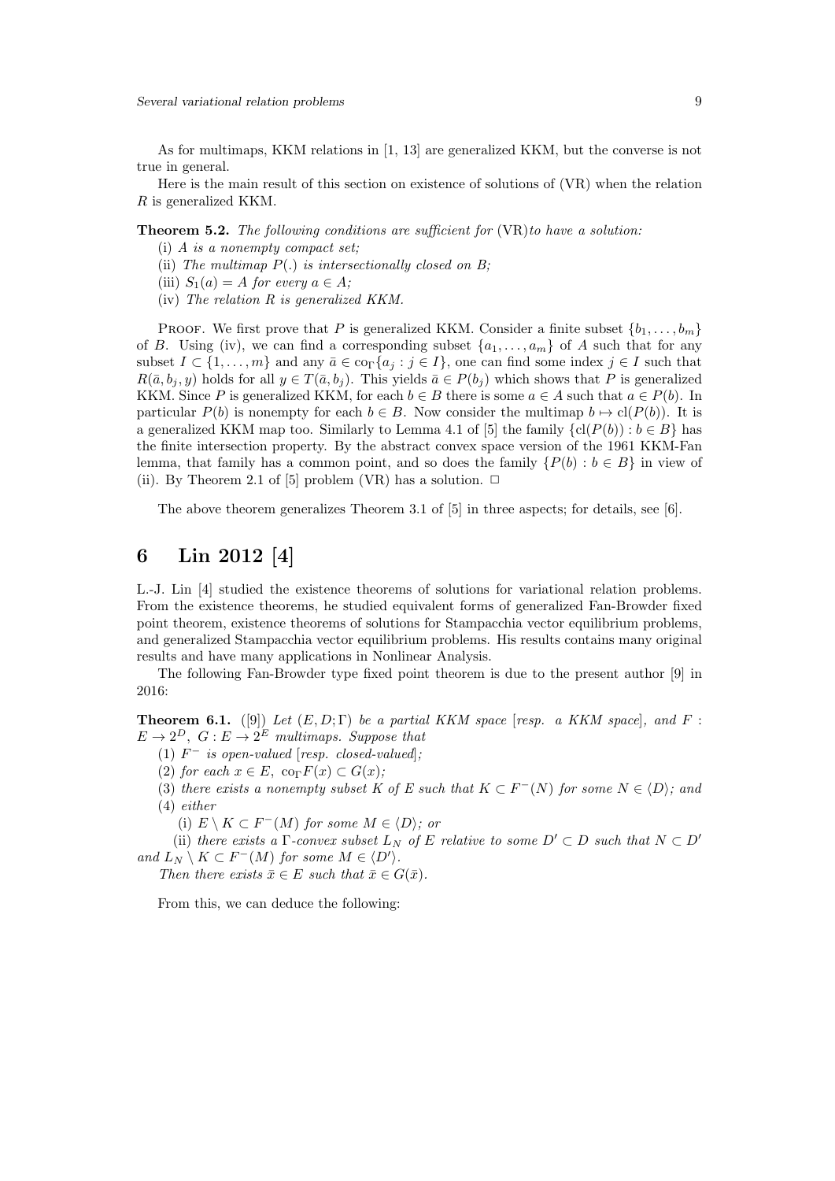As for multimaps, KKM relations in [1, 13] are generalized KKM, but the converse is not true in general.

Here is the main result of this section on existence of solutions of (VR) when the relation $R$ is generalized KKM.

**Theorem 5.2.** *The following conditions are sufficient for* (VR)*to have a solution:*

(i) *$A$ is a nonempty compact set;*

(ii) *The multimap $P(.)$ is intersectionally closed on $B$;*

(iii) *$S_1(a) = A$ for every $a \in A$;*

(iv) *The relation $R$ is generalized KKM.*

Proof. We first prove that $P$ is generalized KKM. Consider a finite subset $\{b_1, \ldots, b_m\}$ of $B$. Using (iv), we can find a corresponding subset $\{a_1, \ldots, a_m\}$ of $A$ such that for any subset $I \subset \{1, \ldots, m\}$ and any $\bar{a} \in \mathrm{co}_\Gamma\{a_j : j \in I\}$, one can find some index $j \in I$ such that $R(\bar{a}, b_j, y)$ holds for all $y \in T(\bar{a}, b_j)$. This yields $\bar{a} \in P(b_j)$ which shows that $P$ is generalized KKM. Since $P$ is generalized KKM, for each $b \in B$ there is some $a \in A$ such that $a \in P(b)$. In particular $P(b)$ is nonempty for each $b \in B$. Now consider the multimap $b \mapsto \mathrm{cl}(P(b))$. It is a generalized KKM map too. Similarly to Lemma 4.1 of [5] the family $\{\mathrm{cl}(P(b)) : b \in B\}$ has the finite intersection property. By the abstract convex space version of the 1961 KKM-Fan lemma, that family has a common point, and so does the family $\{P(b) : b \in B\}$ in view of (ii). By Theorem 2.1 of [5] problem (VR) has a solution. □

The above theorem generalizes Theorem 3.1 of [5] in three aspects; for details, see [6].

# 6 Lin 2012 [4]

L.-J. Lin [4] studied the existence theorems of solutions for variational relation problems. From the existence theorems, he studied equivalent forms of generalized Fan-Browder fixed point theorem, existence theorems of solutions for Stampacchia vector equilibrium problems, and generalized Stampacchia vector equilibrium problems. His results contains many original results and have many applications in Nonlinear Analysis.

The following Fan-Browder type fixed point theorem is due to the present author [9] in 2016:

**Theorem 6.1.** ([9]) *Let $(E, D; \Gamma)$ be a partial KKM space [resp. a KKM space], and $F : E \to 2^D$, $G : E \to 2^E$ multimaps. Suppose that*

(1) *$F^-$ is open-valued [resp. closed-valued];*

(2) *for each $x \in E$, $\mathrm{co}_\Gamma F(x) \subset G(x)$;*

(3) *there exists a nonempty subset $K$ of $E$ such that $K \subset F^-(N)$ for some $N \in \langle D \rangle$; and*

(4) *either*

(i) *$E \setminus K \subset F^-(M)$ for some $M \in \langle D \rangle$; or*

(ii) *there exists a $\Gamma$-convex subset $L_N$ of $E$ relative to some $D' \subset D$ such that $N \subset D'$ and $L_N \setminus K \subset F^-(M)$ for some $M \in \langle D' \rangle$.*

*Then there exists $\bar{x} \in E$ such that $\bar{x} \in G(\bar{x})$.*

From this, we can deduce the following: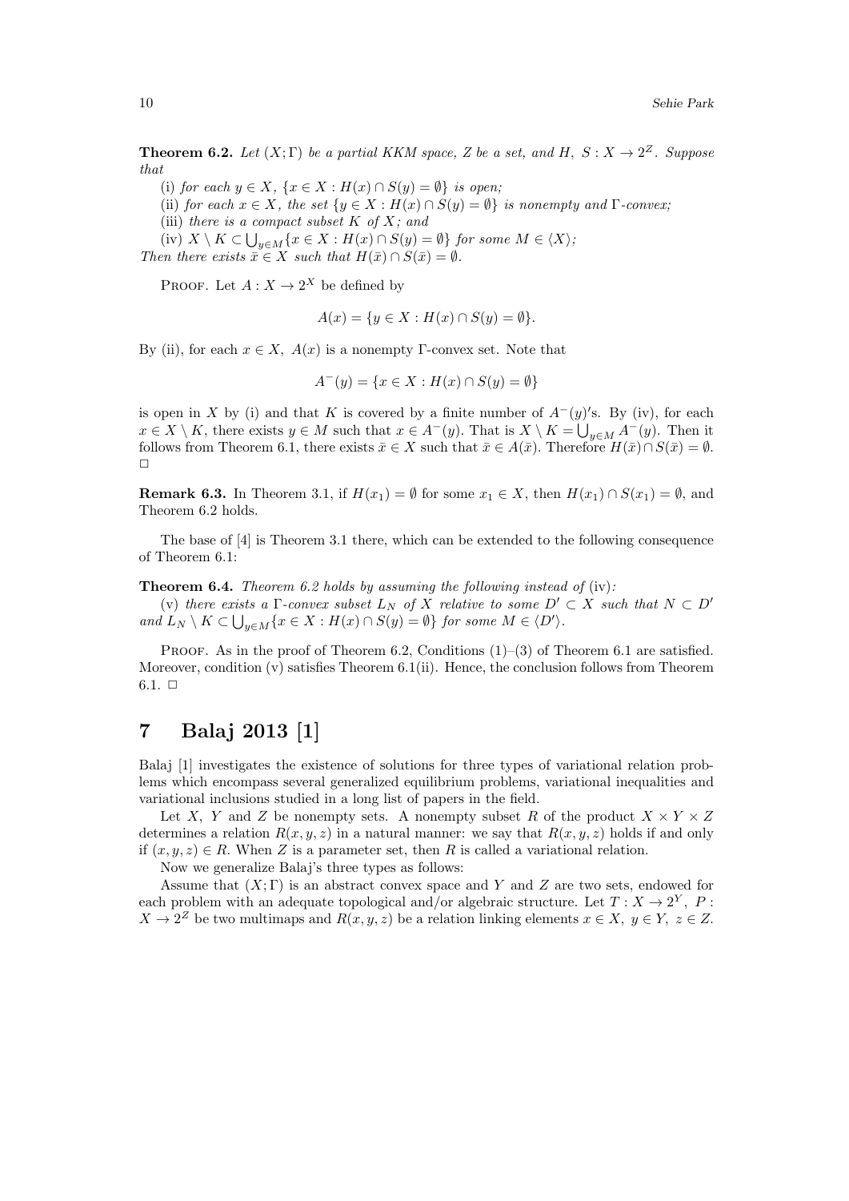**Theorem 6.2.** *Let $(X;\Gamma)$ be a partial KKM space, $Z$ be a set, and $H,\ S : X \to 2^Z$. Suppose that*

(i) *for each $y \in X$, $\{x \in X : H(x) \cap S(y) = \emptyset\}$ is open;*

(ii) *for each $x \in X$, the set $\{y \in X : H(x) \cap S(y) = \emptyset\}$ is nonempty and $\Gamma$-convex;*

(iii) *there is a compact subset $K$ of $X$; and*

(iv) *$X \setminus K \subset \bigcup_{y \in M}\{x \in X : H(x) \cap S(y) = \emptyset\}$ for some $M \in \langle X \rangle$;*

*Then there exists $\bar{x} \in X$ such that $H(\bar{x}) \cap S(\bar{x}) = \emptyset$.*

Proof. Let $A : X \to 2^X$ be defined by

$$A(x) = \{y \in X : H(x) \cap S(y) = \emptyset\}.$$

By (ii), for each $x \in X$, $A(x)$ is a nonempty $\Gamma$-convex set. Note that

$$A^-(y) = \{x \in X : H(x) \cap S(y) = \emptyset\}$$

is open in $X$ by (i) and that $K$ is covered by a finite number of $A^-(y)'$s. By (iv), for each $x \in X \setminus K$, there exists $y \in M$ such that $x \in A^-(y)$. That is $X \setminus K = \bigcup_{y \in M} A^-(y)$. Then it follows from Theorem 6.1, there exists $\bar{x} \in X$ such that $\bar{x} \in A(\bar{x})$. Therefore $H(\bar{x}) \cap S(\bar{x}) = \emptyset$. $\square$

**Remark 6.3.** In Theorem 3.1, if $H(x_1) = \emptyset$ for some $x_1 \in X$, then $H(x_1) \cap S(x_1) = \emptyset$, and Theorem 6.2 holds.

The base of [4] is Theorem 3.1 there, which can be extended to the following consequence of Theorem 6.1:

**Theorem 6.4.** *Theorem 6.2 holds by assuming the following instead of* (iv)*:*

(v) *there exists a $\Gamma$-convex subset $L_N$ of $X$ relative to some $D' \subset X$ such that $N \subset D'$ and $L_N \setminus K \subset \bigcup_{y \in M}\{x \in X : H(x) \cap S(y) = \emptyset\}$ for some $M \in \langle D' \rangle$.*

Proof. As in the proof of Theorem 6.2, Conditions (1)–(3) of Theorem 6.1 are satisfied. Moreover, condition (v) satisfies Theorem 6.1(ii). Hence, the conclusion follows from Theorem 6.1. $\square$

# 7 Balaj 2013 [1]

Balaj [1] investigates the existence of solutions for three types of variational relation problems which encompass several generalized equilibrium problems, variational inequalities and variational inclusions studied in a long list of papers in the field.

Let $X$, $Y$ and $Z$ be nonempty sets. A nonempty subset $R$ of the product $X \times Y \times Z$ determines a relation $R(x, y, z)$ in a natural manner: we say that $R(x, y, z)$ holds if and only if $(x, y, z) \in R$. When $Z$ is a parameter set, then $R$ is called a variational relation.

Now we generalize Balaj's three types as follows:

Assume that $(X;\Gamma)$ is an abstract convex space and $Y$ and $Z$ are two sets, endowed for each problem with an adequate topological and/or algebraic structure. Let $T : X \to 2^Y$, $P : X \to 2^Z$ be two multimaps and $R(x, y, z)$ be a relation linking elements $x \in X$, $y \in Y$, $z \in Z$.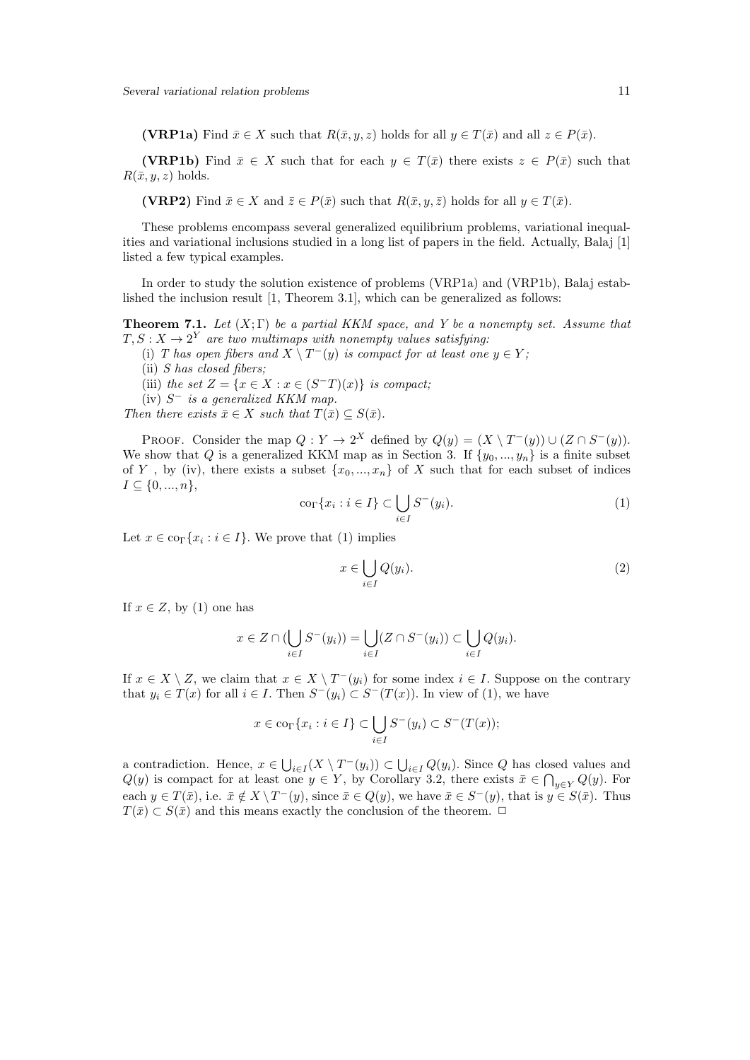**(VRP1a)** Find $\bar{x} \in X$ such that $R(\bar{x}, y, z)$ holds for all $y \in T(\bar{x})$ and all $z \in P(\bar{x})$.

**(VRP1b)** Find $\bar{x} \in X$ such that for each $y \in T(\bar{x})$ there exists $z \in P(\bar{x})$ such that $R(\bar{x}, y, z)$ holds.

**(VRP2)** Find $\bar{x} \in X$ and $\bar{z} \in P(\bar{x})$ such that $R(\bar{x}, y, \bar{z})$ holds for all $y \in T(\bar{x})$.

These problems encompass several generalized equilibrium problems, variational inequalities and variational inclusions studied in a long list of papers in the field. Actually, Balaj [1] listed a few typical examples.

In order to study the solution existence of problems (VRP1a) and (VRP1b), Balaj established the inclusion result [1, Theorem 3.1], which can be generalized as follows:

**Theorem 7.1.** *Let $(X;\Gamma)$ be a partial KKM space, and $Y$ be a nonempty set. Assume that $T, S : X \to 2^Y$ are two multimaps with nonempty values satisfying:*

*(i) $T$ has open fibers and $X \setminus T^-(y)$ is compact for at least one $y \in Y$;*

*(ii) $S$ has closed fibers;*

*(iii) the set $Z = \{x \in X : x \in (S^-T)(x)\}$ is compact;*

*(iv) $S^-$ is a generalized KKM map.*

*Then there exists $\bar{x} \in X$ such that $T(\bar{x}) \subseteq S(\bar{x})$.*

Proof. Consider the map $Q : Y \to 2^X$ defined by $Q(y) = (X \setminus T^-(y)) \cup (Z \cap S^-(y))$. We show that $Q$ is a generalized KKM map as in Section 3. If $\{y_0, ..., y_n\}$ is a finite subset of $Y$, by (iv), there exists a subset $\{x_0, ..., x_n\}$ of $X$ such that for each subset of indices $I \subseteq \{0, ..., n\}$,

$$\mathrm{co}_\Gamma\{x_i : i \in I\} \subset \bigcup_{i \in I} S^-(y_i). \tag{1}$$

Let $x \in \mathrm{co}_\Gamma\{x_i : i \in I\}$. We prove that (1) implies

$$x \in \bigcup_{i \in I} Q(y_i). \tag{2}$$

If $x \in Z$, by (1) one has

$$x \in Z \cap (\bigcup_{i \in I} S^-(y_i)) = \bigcup_{i \in I} (Z \cap S^-(y_i)) \subset \bigcup_{i \in I} Q(y_i).$$

If $x \in X \setminus Z$, we claim that $x \in X \setminus T^-(y_i)$ for some index $i \in I$. Suppose on the contrary that $y_i \in T(x)$ for all $i \in I$. Then $S^-(y_i) \subset S^-(T(x))$. In view of (1), we have

$$x \in \mathrm{co}_\Gamma\{x_i : i \in I\} \subset \bigcup_{i \in I} S^-(y_i) \subset S^-(T(x));$$

a contradiction. Hence, $x \in \bigcup_{i \in I}(X \setminus T^-(y_i)) \subset \bigcup_{i \in I} Q(y_i)$. Since $Q$ has closed values and $Q(y)$ is compact for at least one $y \in Y$, by Corollary 3.2, there exists $\bar{x} \in \bigcap_{y \in Y} Q(y)$. For each $y \in T(\bar{x})$, i.e. $\bar{x} \notin X \setminus T^-(y)$, since $\bar{x} \in Q(y)$, we have $\bar{x} \in S^-(y)$, that is $y \in S(\bar{x})$. Thus $T(\bar{x}) \subset S(\bar{x})$ and this means exactly the conclusion of the theorem. □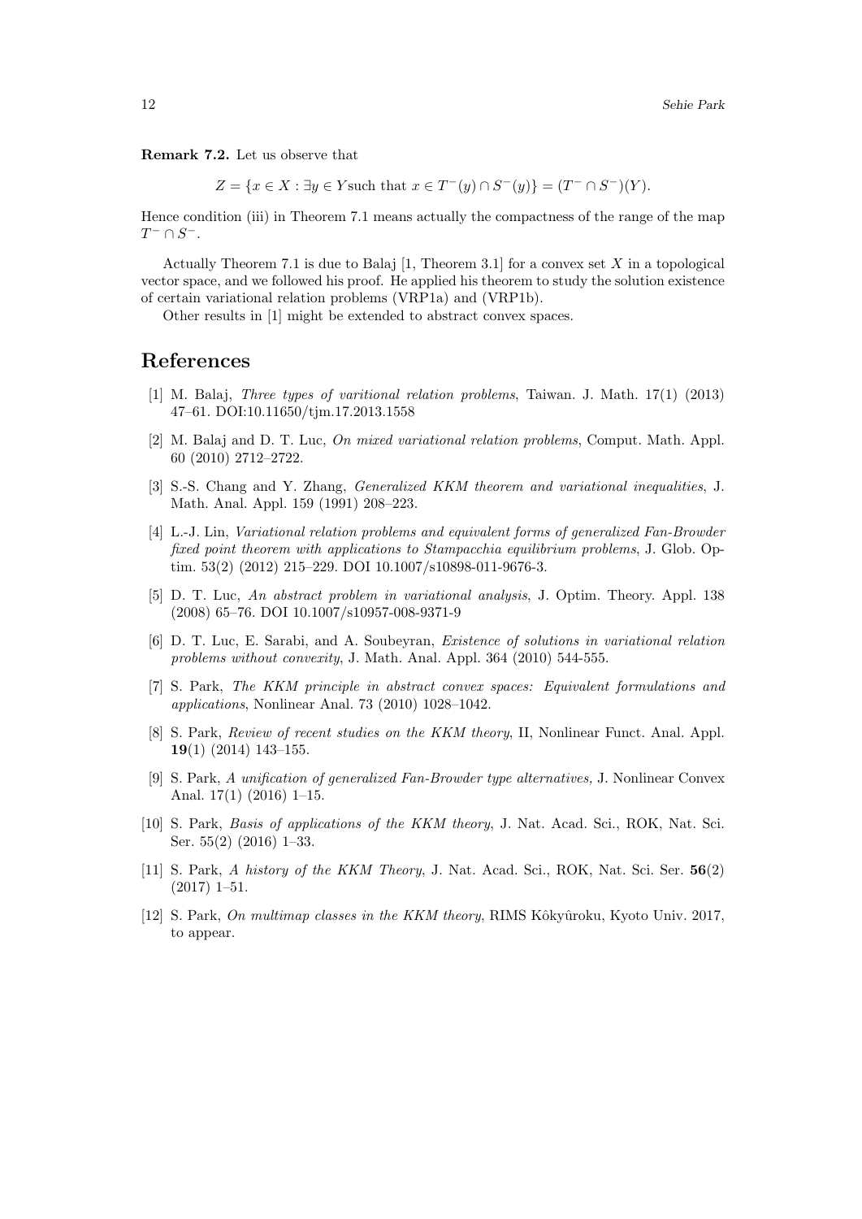**Remark 7.2.** Let us observe that

$$Z = \{x \in X : \exists y \in Y \text{such that } x \in T^-(y) \cap S^-(y)\} = (T^- \cap S^-)(Y).$$

Hence condition (iii) in Theorem 7.1 means actually the compactness of the range of the map $T^- \cap S^-$.

Actually Theorem 7.1 is due to Balaj [1, Theorem 3.1] for a convex set $X$ in a topological vector space, and we followed his proof. He applied his theorem to study the solution existence of certain variational relation problems (VRP1a) and (VRP1b).

Other results in [1] might be extended to abstract convex spaces.

# References

[1] M. Balaj, *Three types of varitional relation problems*, Taiwan. J. Math. 17(1) (2013) 47–61. DOI:10.11650/tjm.17.2013.1558

[2] M. Balaj and D. T. Luc, *On mixed variational relation problems*, Comput. Math. Appl. 60 (2010) 2712–2722.

[3] S.-S. Chang and Y. Zhang, *Generalized KKM theorem and variational inequalities*, J. Math. Anal. Appl. 159 (1991) 208–223.

[4] L.-J. Lin, *Variational relation problems and equivalent forms of generalized Fan-Browder fixed point theorem with applications to Stampacchia equilibrium problems*, J. Glob. Optim. 53(2) (2012) 215–229. DOI 10.1007/s10898-011-9676-3.

[5] D. T. Luc, *An abstract problem in variational analysis*, J. Optim. Theory. Appl. 138 (2008) 65–76. DOI 10.1007/s10957-008-9371-9

[6] D. T. Luc, E. Sarabi, and A. Soubeyran, *Existence of solutions in variational relation problems without convexity*, J. Math. Anal. Appl. 364 (2010) 544-555.

[7] S. Park, *The KKM principle in abstract convex spaces: Equivalent formulations and applications*, Nonlinear Anal. 73 (2010) 1028–1042.

[8] S. Park, *Review of recent studies on the KKM theory*, II, Nonlinear Funct. Anal. Appl. **19**(1) (2014) 143–155.

[9] S. Park, *A unification of generalized Fan-Browder type alternatives,* J. Nonlinear Convex Anal. 17(1) (2016) 1–15.

[10] S. Park, *Basis of applications of the KKM theory*, J. Nat. Acad. Sci., ROK, Nat. Sci. Ser. 55(2) (2016) 1–33.

[11] S. Park, *A history of the KKM Theory*, J. Nat. Acad. Sci., ROK, Nat. Sci. Ser. **56**(2) (2017) 1–51.

[12] S. Park, *On multimap classes in the KKM theory*, RIMS Kôkyûroku, Kyoto Univ. 2017, to appear.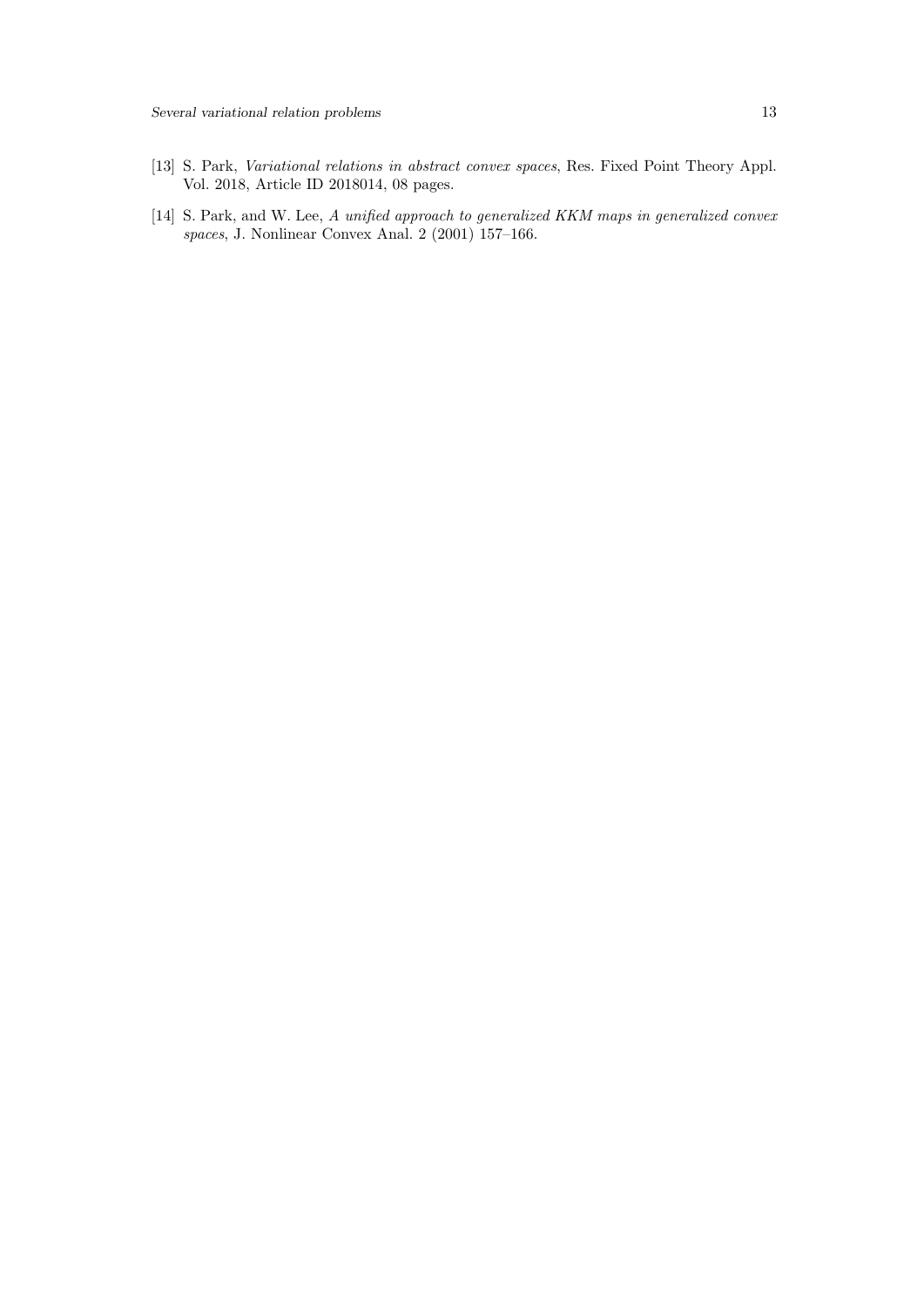[13] S. Park, *Variational relations in abstract convex spaces*, Res. Fixed Point Theory Appl. Vol. 2018, Article ID 2018014, 08 pages.

[14] S. Park, and W. Lee, *A unified approach to generalized KKM maps in generalized convex spaces*, J. Nonlinear Convex Anal. 2 (2001) 157–166.